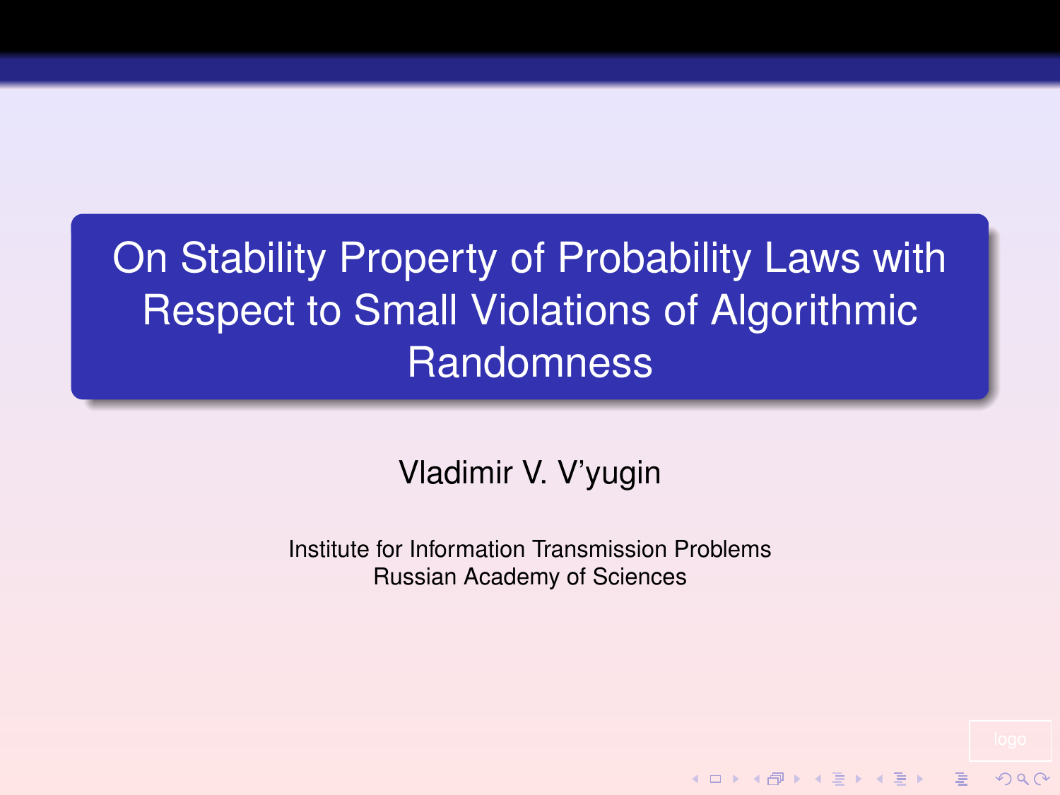# On Stability Property of Probability Laws with Respect to Small Violations of Algorithmic Randomness

Vladimir V. V'yugin

Institute for Information Transmission Problems
Russian Academy of Sciences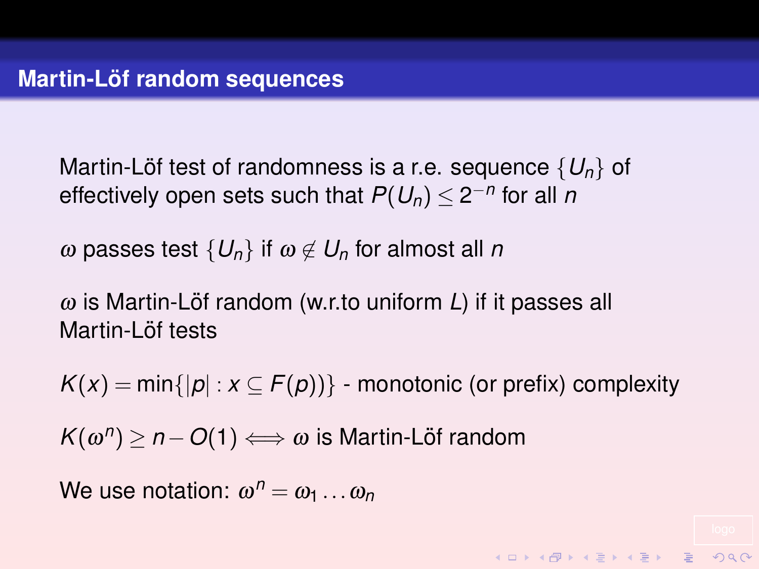# Martin-Löf random sequences

Martin-Löf test of randomness is a r.e. sequence $\{U_n\}$ of effectively open sets such that $P(U_n) \le 2^{-n}$ for all $n$

$\omega$ passes test $\{U_n\}$ if $\omega \notin U_n$ for almost all $n$

$\omega$ is Martin-Löf random (w.r.to uniform $L$) if it passes all Martin-Löf tests

$K(x) = \min\{|p| : x \subseteq F(p))\}$ - monotonic (or prefix) complexity

$K(\omega^n) \ge n - O(1) \Longleftrightarrow \omega$ is Martin-Löf random

We use notation: $\omega^n = \omega_1 \dots \omega_n$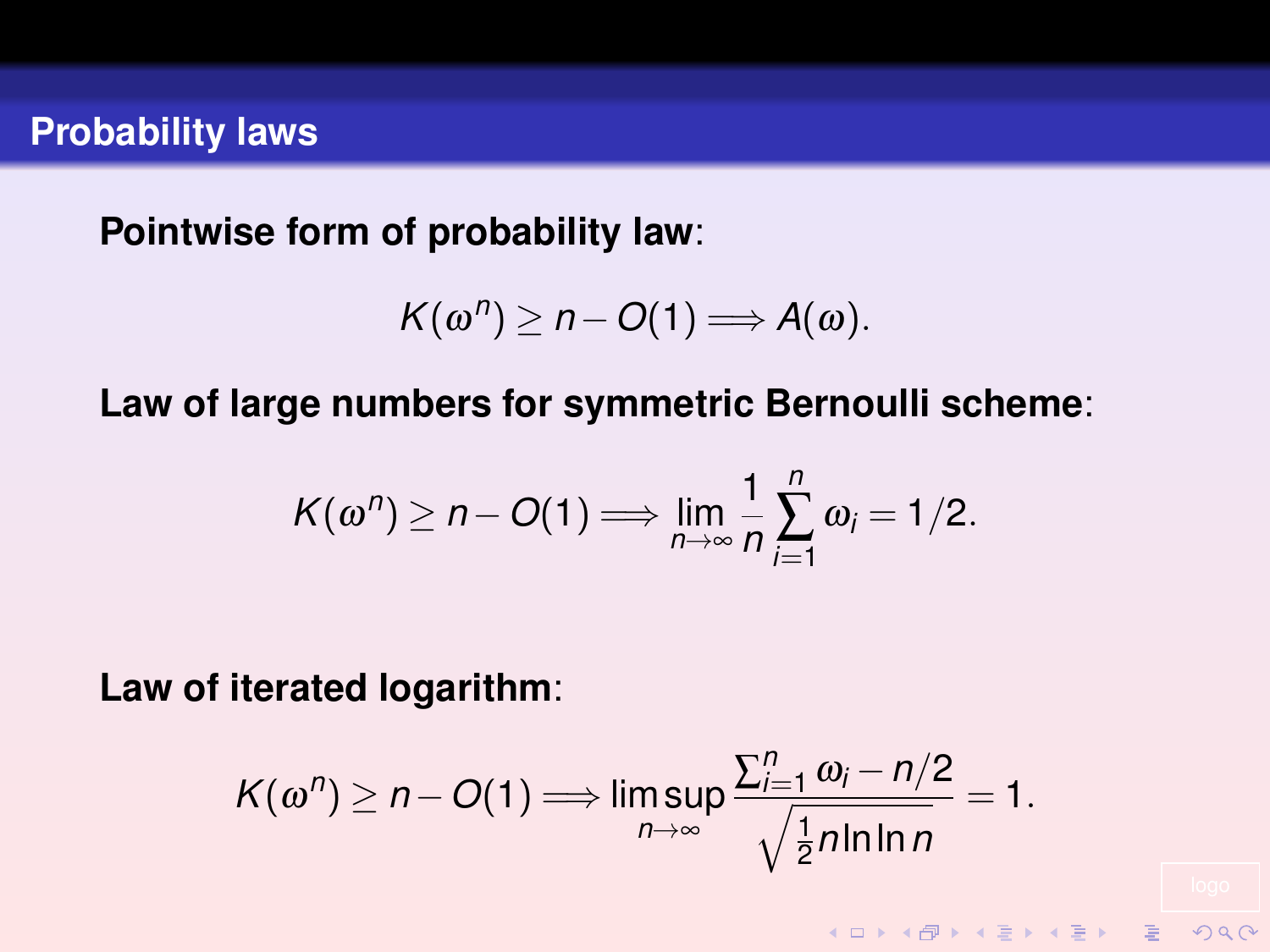## Probability laws

**Pointwise form of probability law**:

$$K(\omega^n) \geq n - O(1) \Longrightarrow A(\omega).$$

**Law of large numbers for symmetric Bernoulli scheme**:

$$K(\omega^n) \geq n - O(1) \Longrightarrow \lim_{n \to \infty} \frac{1}{n} \sum_{i=1}^{n} \omega_i = 1/2.$$

**Law of iterated logarithm**:

$$K(\omega^n) \geq n - O(1) \Longrightarrow \limsup_{n \to \infty} \frac{\sum_{i=1}^{n} \omega_i - n/2}{\sqrt{\frac{1}{2} n \ln \ln n}} = 1.$$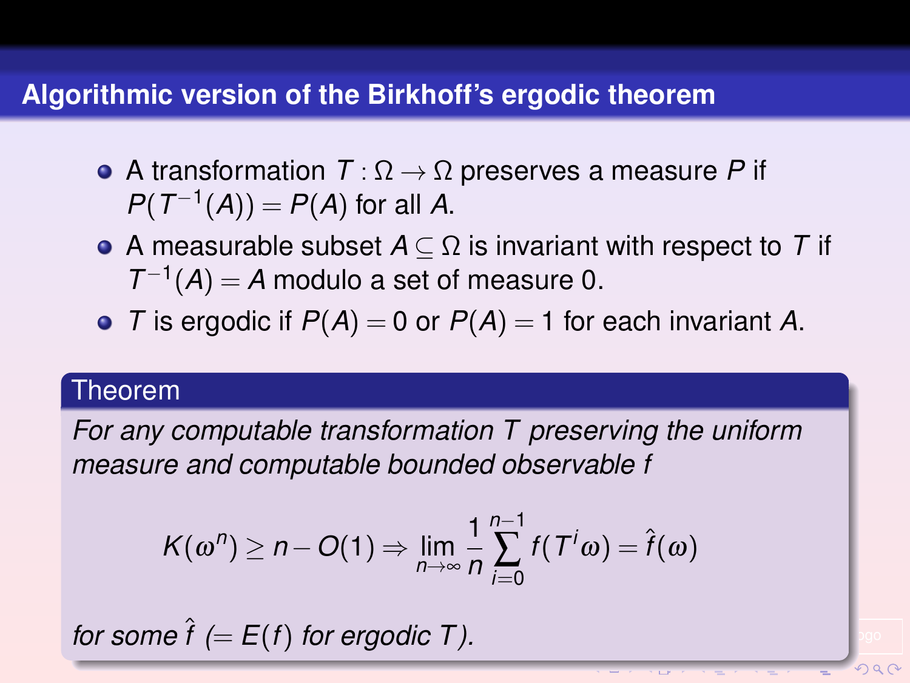## Algorithmic version of the Birkhoff's ergodic theorem

- A transformation $T : \Omega \to \Omega$ preserves a measure $P$ if $P(T^{-1}(A)) = P(A)$ for all $A$.
- A measurable subset $A \subseteq \Omega$ is invariant with respect to $T$ if $T^{-1}(A) = A$ modulo a set of measure 0.
- $T$ is ergodic if $P(A) = 0$ or $P(A) = 1$ for each invariant $A$.

**Theorem**

*For any computable transformation $T$ preserving the uniform measure and computable bounded observable $f$*

$$K(\omega^n) \geq n - O(1) \Rightarrow \lim_{n\to\infty} \frac{1}{n} \sum_{i=0}^{n-1} f(T^i \omega) = \hat{f}(\omega)$$

*for some $\hat{f}$ ($= E(f)$ for ergodic $T$).*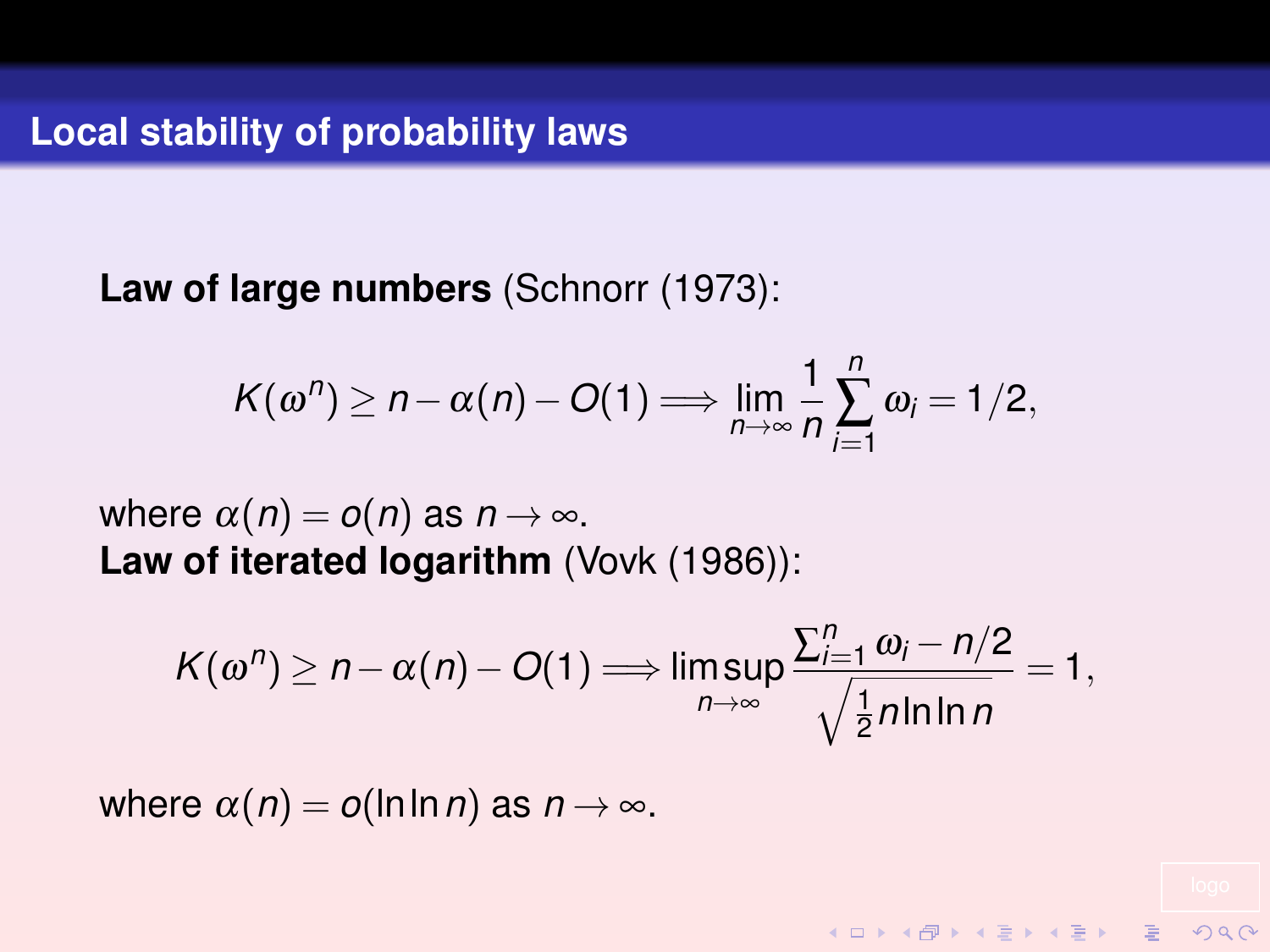## Local stability of probability laws

**Law of large numbers** (Schnorr (1973):

$$K(\omega^n) \geq n - \alpha(n) - O(1) \Longrightarrow \lim_{n\to\infty} \frac{1}{n}\sum_{i=1}^{n} \omega_i = 1/2,$$

where $\alpha(n) = o(n)$ as $n \to \infty$.
**Law of iterated logarithm** (Vovk (1986)):

$$K(\omega^n) \geq n - \alpha(n) - O(1) \Longrightarrow \limsup_{n\to\infty} \frac{\sum_{i=1}^{n} \omega_i - n/2}{\sqrt{\frac{1}{2} n \ln\ln n}} = 1,$$

where $\alpha(n) = o(\ln\ln n)$ as $n \to \infty$.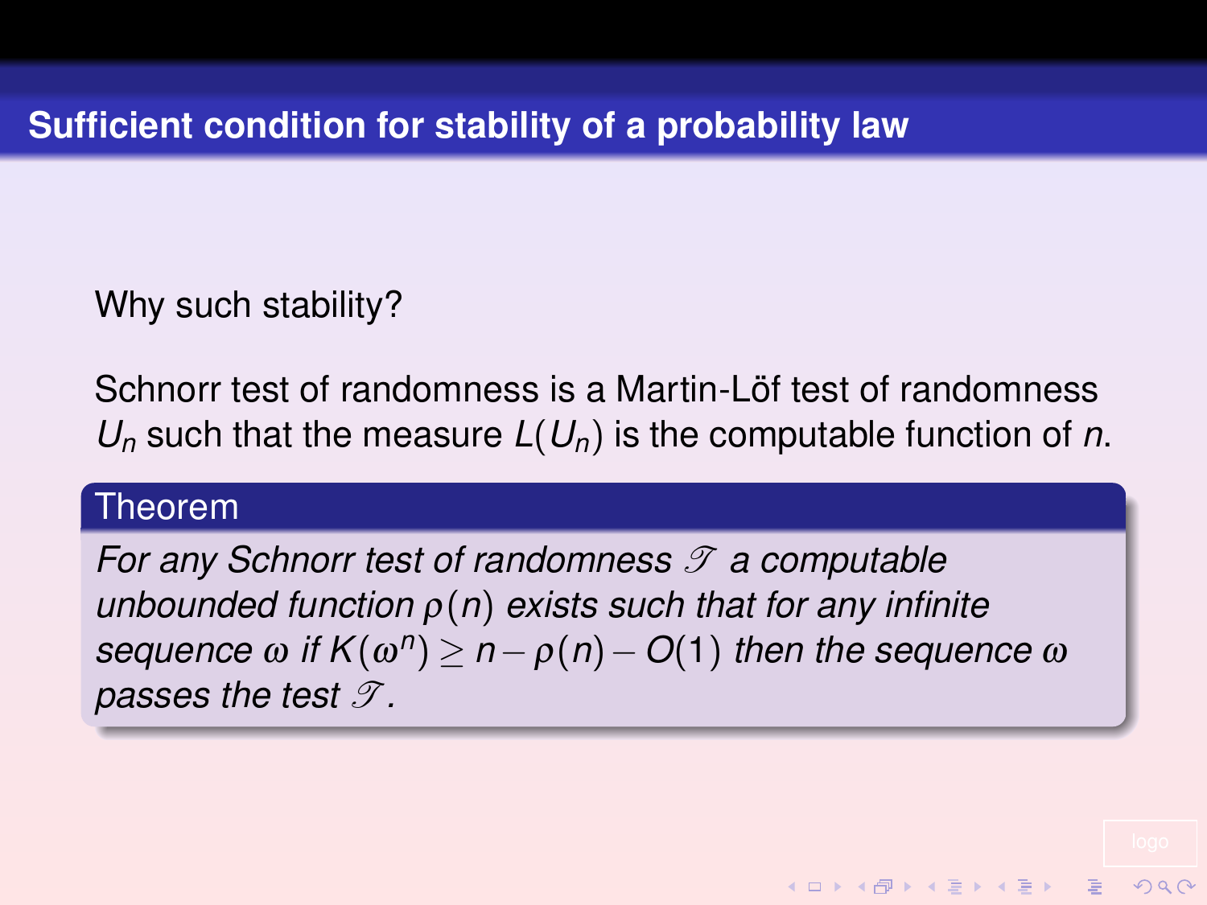# Sufficient condition for stability of a probability law

Why such stability?

Schnorr test of randomness is a Martin-Löf test of randomness $U_n$ such that the measure $L(U_n)$ is the computable function of $n$.

**Theorem**

*For any Schnorr test of randomness $\mathscr{T}$ a computable unbounded function $\rho(n)$ exists such that for any infinite sequence $\omega$ if $K(\omega^n) \geq n - \rho(n) - O(1)$ then the sequence $\omega$ passes the test $\mathscr{T}$.*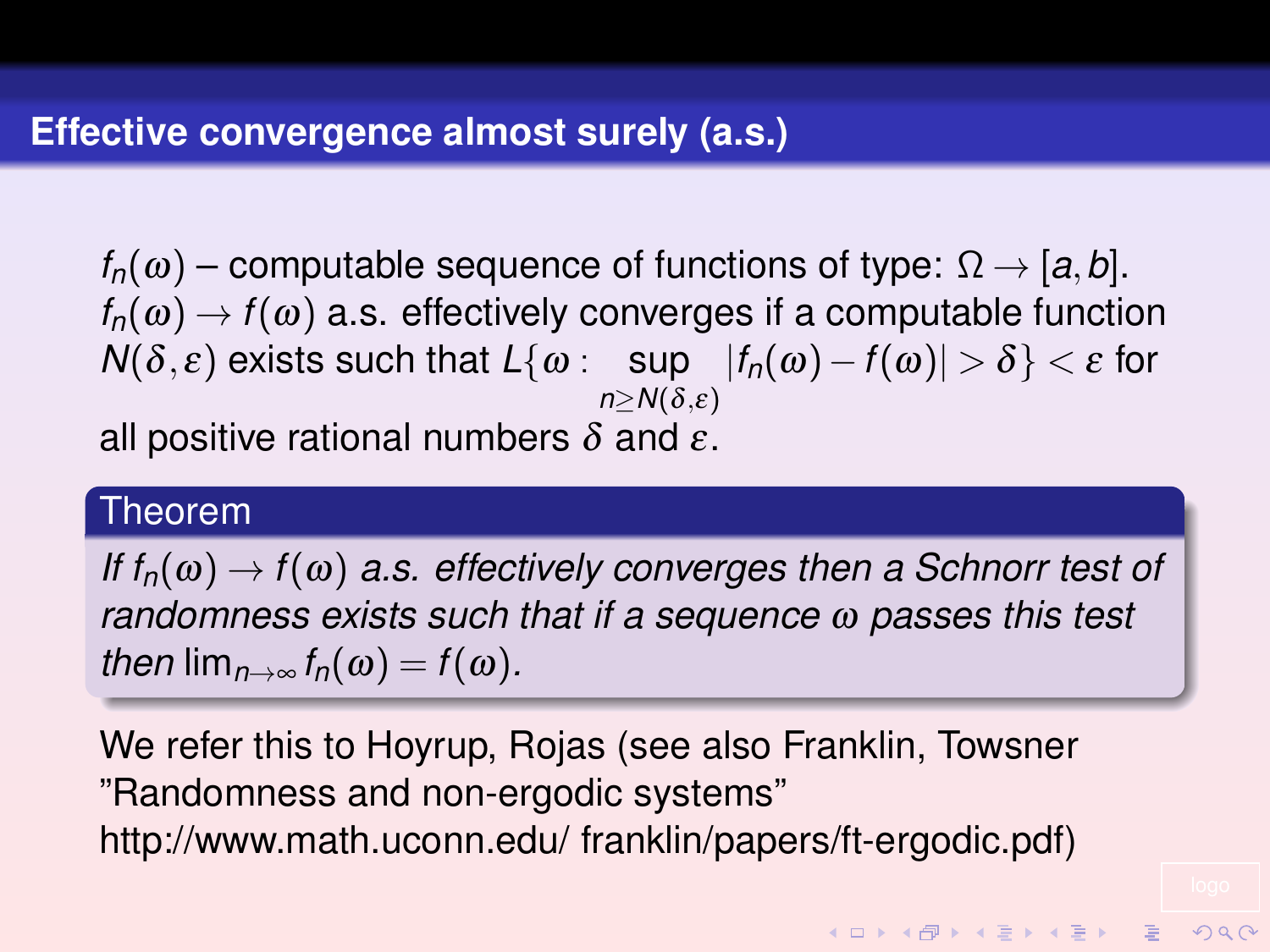# Effective convergence almost surely (a.s.)

$f_n(\omega)$ – computable sequence of functions of type: $\Omega \to [a,b]$. $f_n(\omega) \to f(\omega)$ a.s. effectively converges if a computable function $N(\delta,\varepsilon)$ exists such that $L\{\omega : \sup_{n \geq N(\delta,\varepsilon)} |f_n(\omega) - f(\omega)| > \delta\} < \varepsilon$ for all positive rational numbers $\delta$ and $\varepsilon$.

**Theorem**

*If $f_n(\omega) \to f(\omega)$ a.s. effectively converges then a Schnorr test of randomness exists such that if a sequence $\omega$ passes this test then $\lim_{n\to\infty} f_n(\omega) = f(\omega)$.*

We refer this to Hoyrup, Rojas (see also Franklin, Towsner "Randomness and non-ergodic systems" http://www.math.uconn.edu/ franklin/papers/ft-ergodic.pdf)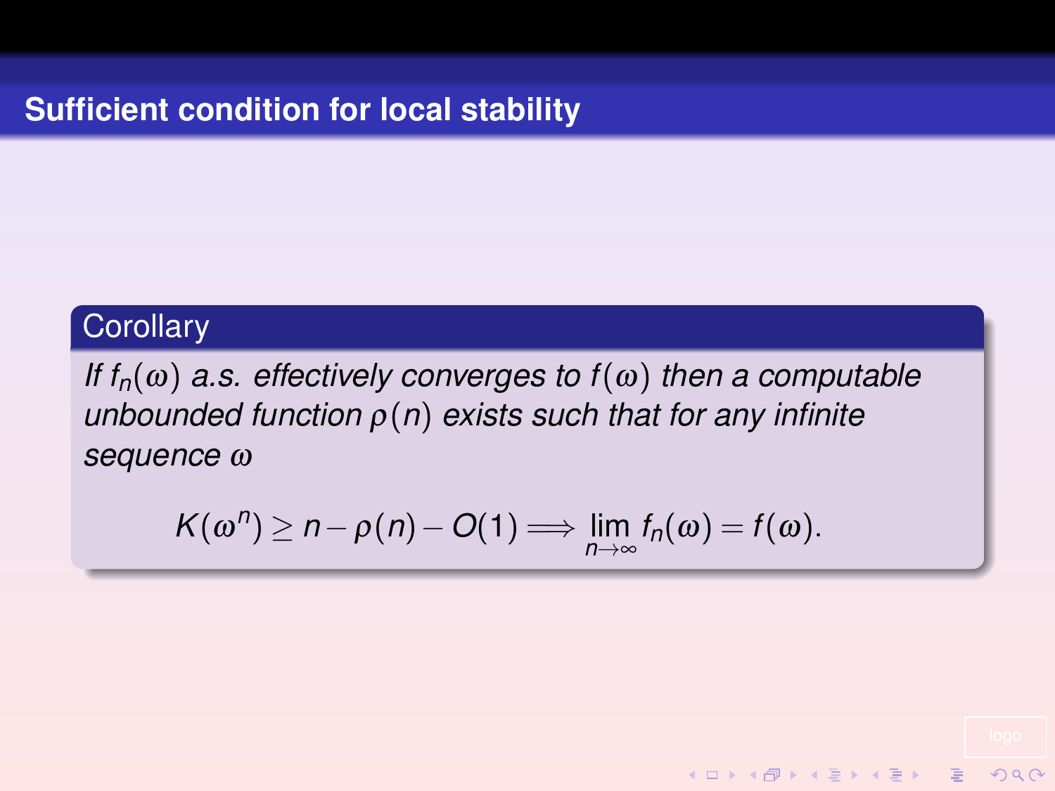## Sufficient condition for local stability

**Corollary**

*If $f_n(\omega)$ a.s. effectively converges to $f(\omega)$ then a computable unbounded function $\rho(n)$ exists such that for any infinite sequence $\omega$*

$$K(\omega^n) \geq n - \rho(n) - O(1) \Longrightarrow \lim_{n\to\infty} f_n(\omega) = f(\omega).$$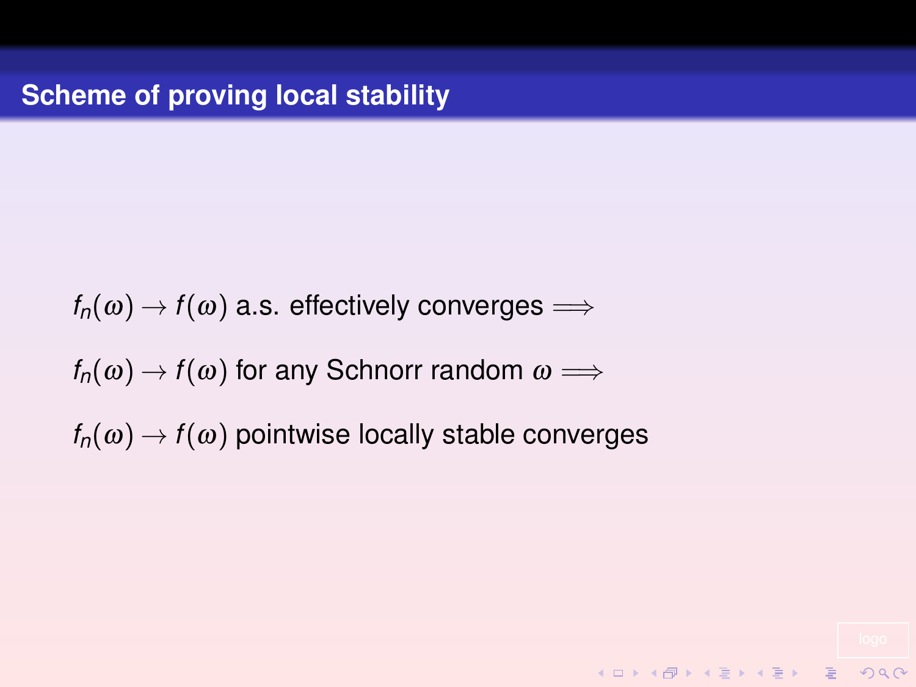# Scheme of proving local stability

$f_n(\omega) \to f(\omega)$ a.s. effectively converges $\Longrightarrow$

$f_n(\omega) \to f(\omega)$ for any Schnorr random $\omega$ $\Longrightarrow$

$f_n(\omega) \to f(\omega)$ pointwise locally stable converges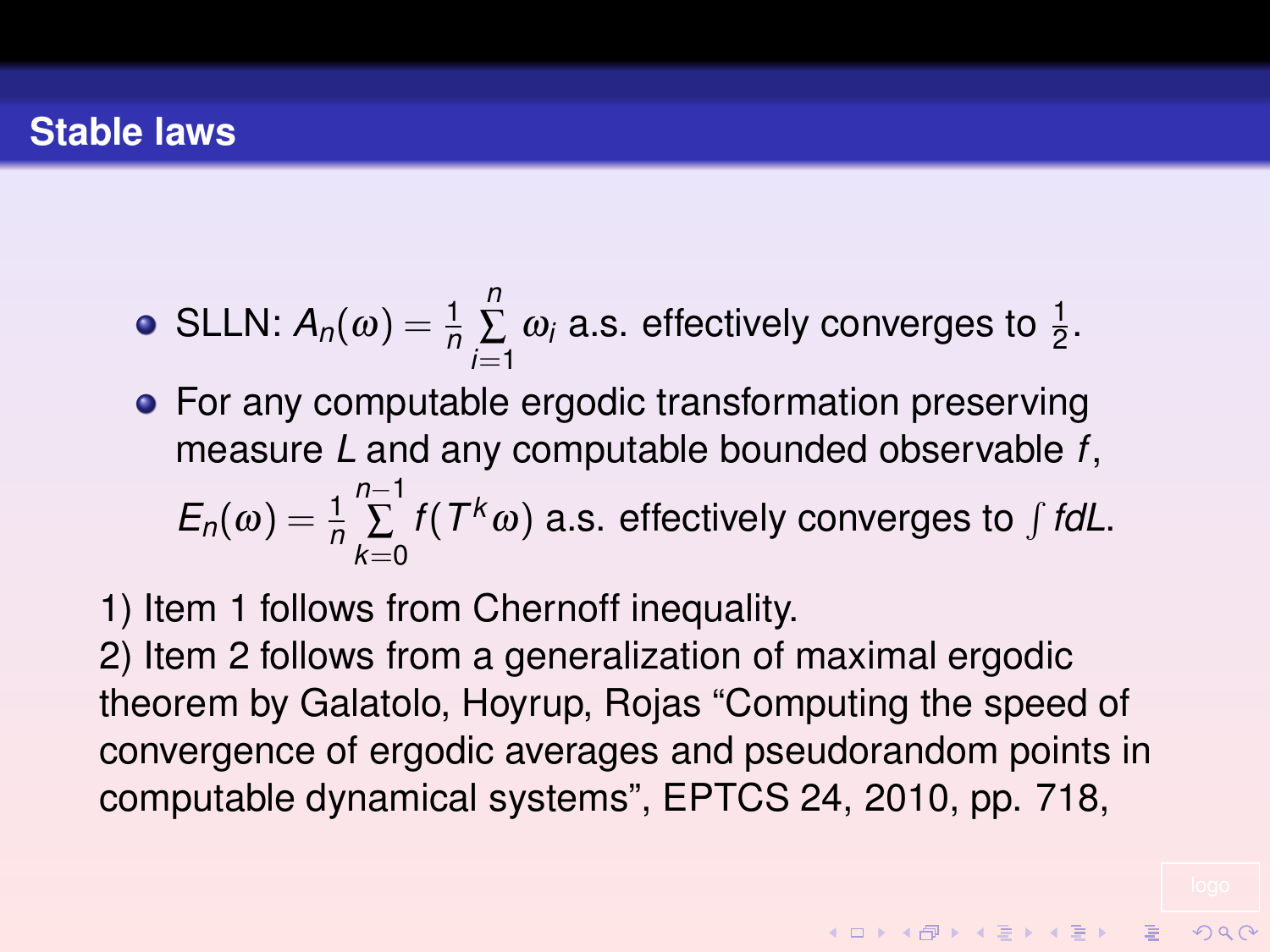## Stable laws

- SLLN: $A_n(\omega) = \frac{1}{n} \sum_{i=1}^{n} \omega_i$ a.s. effectively converges to $\frac{1}{2}$.
- For any computable ergodic transformation preserving measure $L$ and any computable bounded observable $f$, $E_n(\omega) = \frac{1}{n} \sum_{k=0}^{n-1} f(T^k \omega)$ a.s. effectively converges to $\int f dL$.

1) Item 1 follows from Chernoff inequality.
2) Item 2 follows from a generalization of maximal ergodic theorem by Galatolo, Hoyrup, Rojas "Computing the speed of convergence of ergodic averages and pseudorandom points in computable dynamical systems", EPTCS 24, 2010, pp. 718,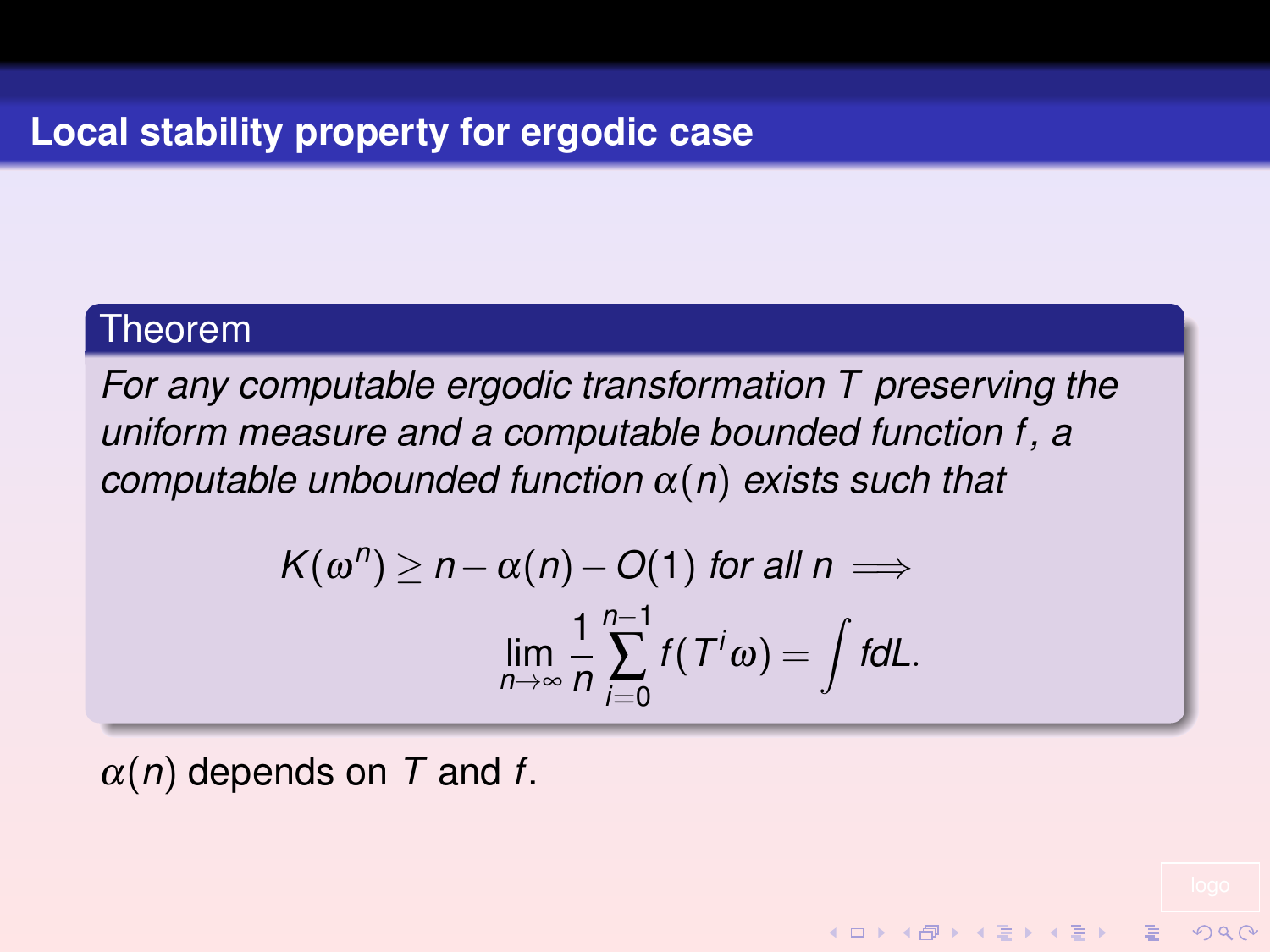# Local stability property for ergodic case

**Theorem**

*For any computable ergodic transformation $T$ preserving the uniform measure and a computable bounded function $f$, a computable unbounded function $\alpha(n)$ exists such that*

$$K(\omega^n) \geq n - \alpha(n) - O(1) \text{ for all } n \implies \lim_{n\to\infty} \frac{1}{n}\sum_{i=0}^{n-1} f(T^i\omega) = \int f dL.$$

$\alpha(n)$ depends on $T$ and $f$.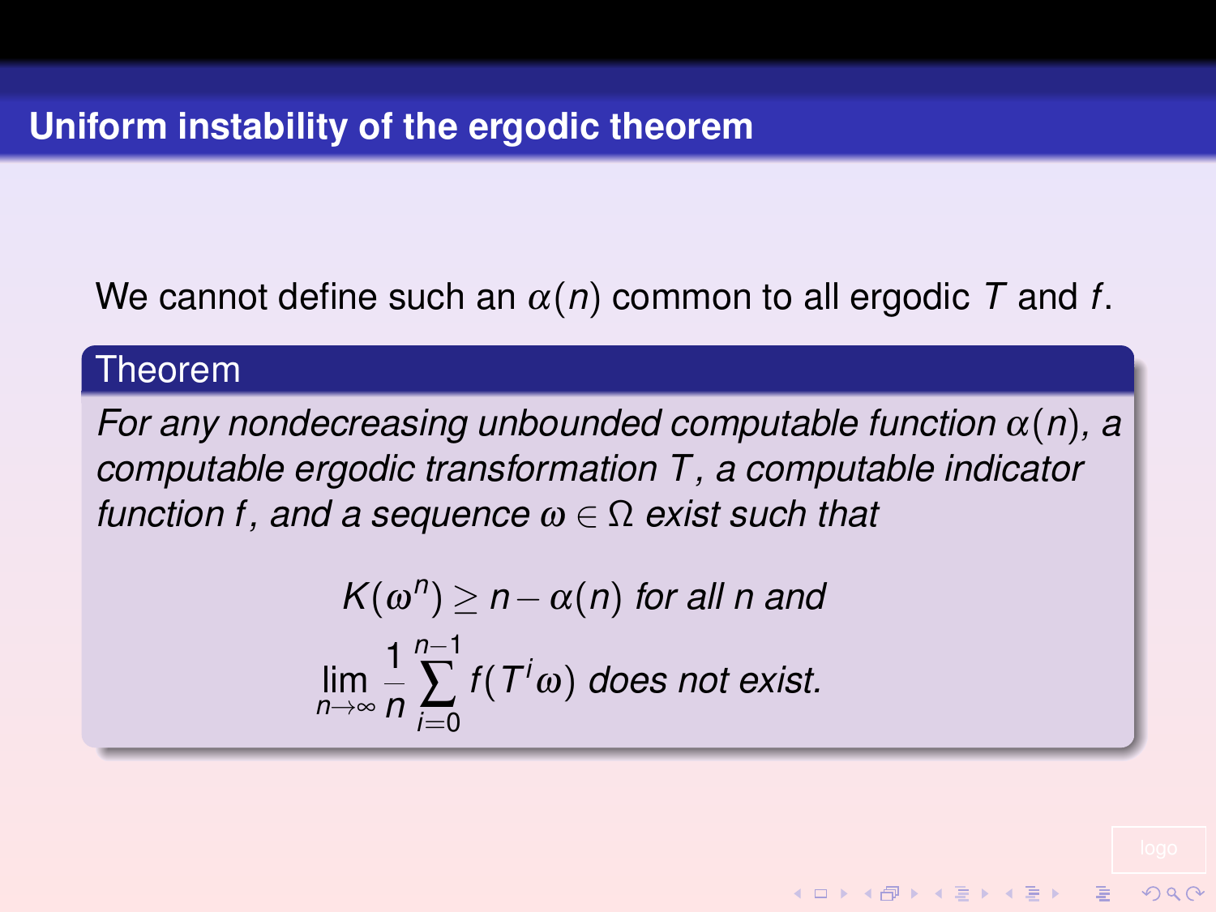## Uniform instability of the ergodic theorem

We cannot define such an $\alpha(n)$ common to all ergodic $T$ and $f$.

**Theorem**

*For any nondecreasing unbounded computable function $\alpha(n)$, a computable ergodic transformation $T$, a computable indicator function $f$, and a sequence $\omega \in \Omega$ exist such that*

$$K(\omega^n) \geq n - \alpha(n) \text{ for all } n \text{ and}$$

$$\lim_{n\to\infty} \frac{1}{n} \sum_{i=0}^{n-1} f(T^i \omega) \text{ does not exist.}$$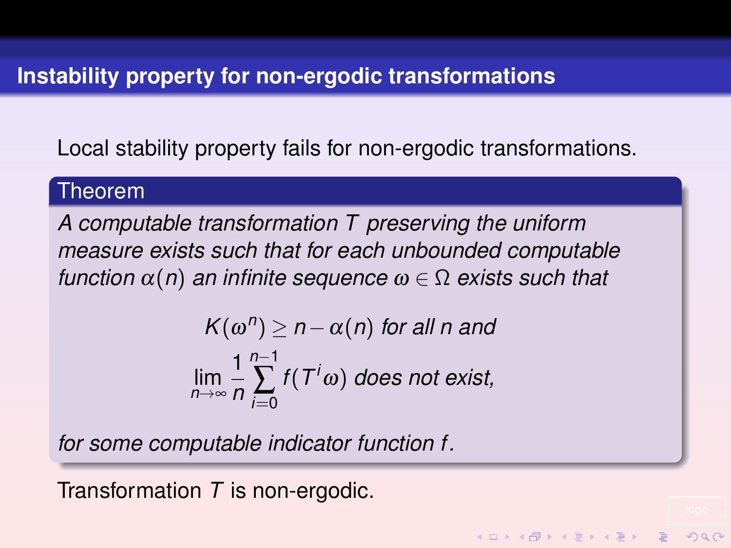# Instability property for non-ergodic transformations

Local stability property fails for non-ergodic transformations.

**Theorem**

*A computable transformation $T$ preserving the uniform measure exists such that for each unbounded computable function $\alpha(n)$ an infinite sequence $\omega \in \Omega$ exists such that*

$$K(\omega^n) \geq n - \alpha(n) \text{ for all } n \text{ and}$$

$$\lim_{n\to\infty} \frac{1}{n} \sum_{i=0}^{n-1} f(T^i \omega) \text{ does not exist,}$$

*for some computable indicator function $f$.*

Transformation $T$ is non-ergodic.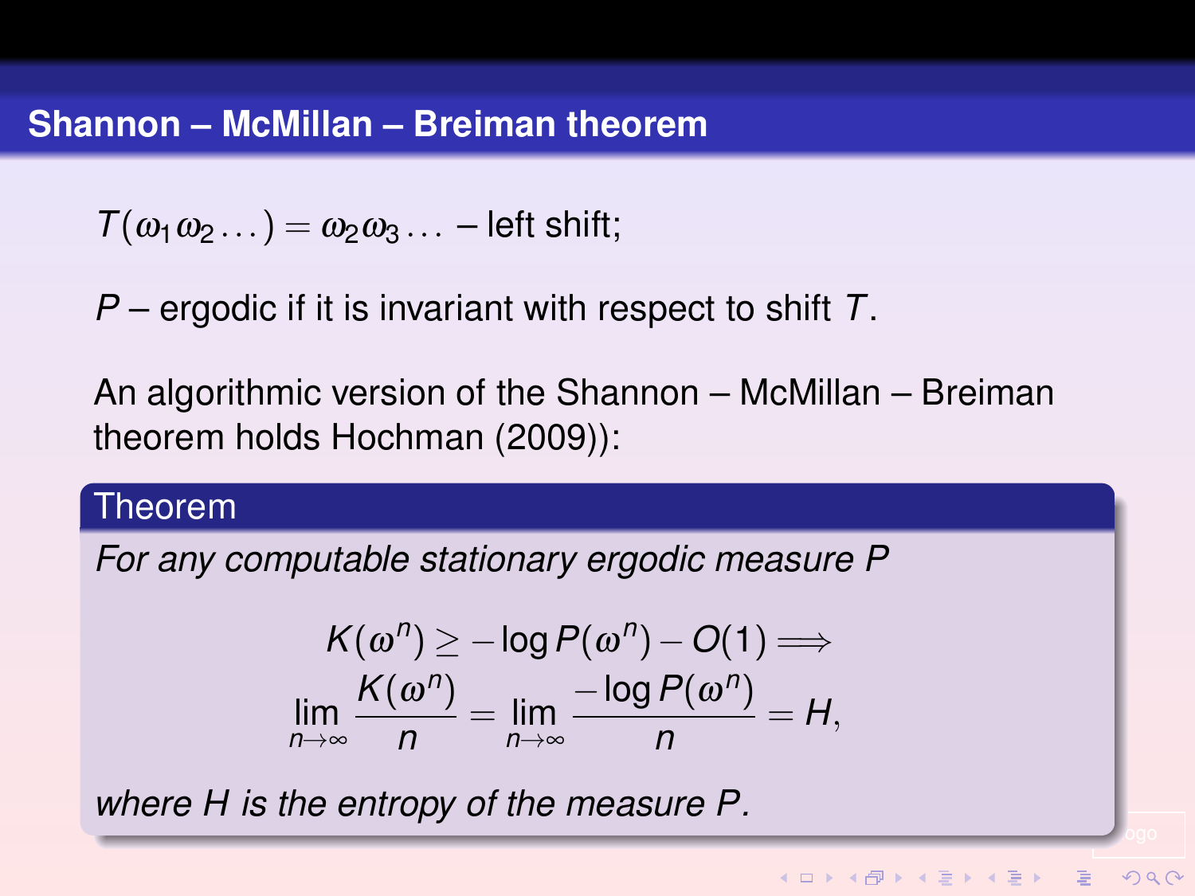## Shannon – McMillan – Breiman theorem

$T(\omega_1\omega_2\dots) = \omega_2\omega_3\dots$ – left shift;

$P$ – ergodic if it is invariant with respect to shift $T$.

An algorithmic version of the Shannon – McMillan – Breiman theorem holds Hochman (2009)):

**Theorem**

*For any computable stationary ergodic measure $P$*

$$K(\omega^n) \geq -\log P(\omega^n) - O(1) \Longrightarrow$$

$$\lim_{n\to\infty} \frac{K(\omega^n)}{n} = \lim_{n\to\infty} \frac{-\log P(\omega^n)}{n} = H,$$

*where $H$ is the entropy of the measure $P$.*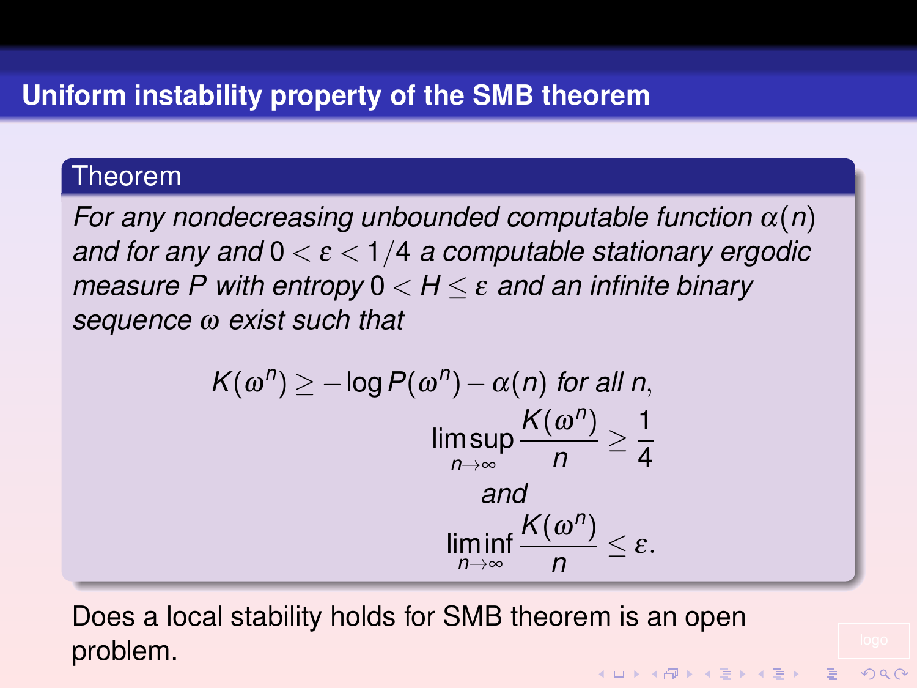## Uniform instability property of the SMB theorem

**Theorem**

*For any nondecreasing unbounded computable function $\alpha(n)$ and for any and $0 < \varepsilon < 1/4$ a computable stationary ergodic measure $P$ with entropy $0 < H \leq \varepsilon$ and an infinite binary sequence $\omega$ exist such that*

$$K(\omega^n) \geq -\log P(\omega^n) - \alpha(n) \text{ for all } n,$$

$$\limsup_{n\to\infty} \frac{K(\omega^n)}{n} \geq \frac{1}{4}$$

*and*

$$\liminf_{n\to\infty} \frac{K(\omega^n)}{n} \leq \varepsilon.$$

Does a local stability holds for SMB theorem is an open problem.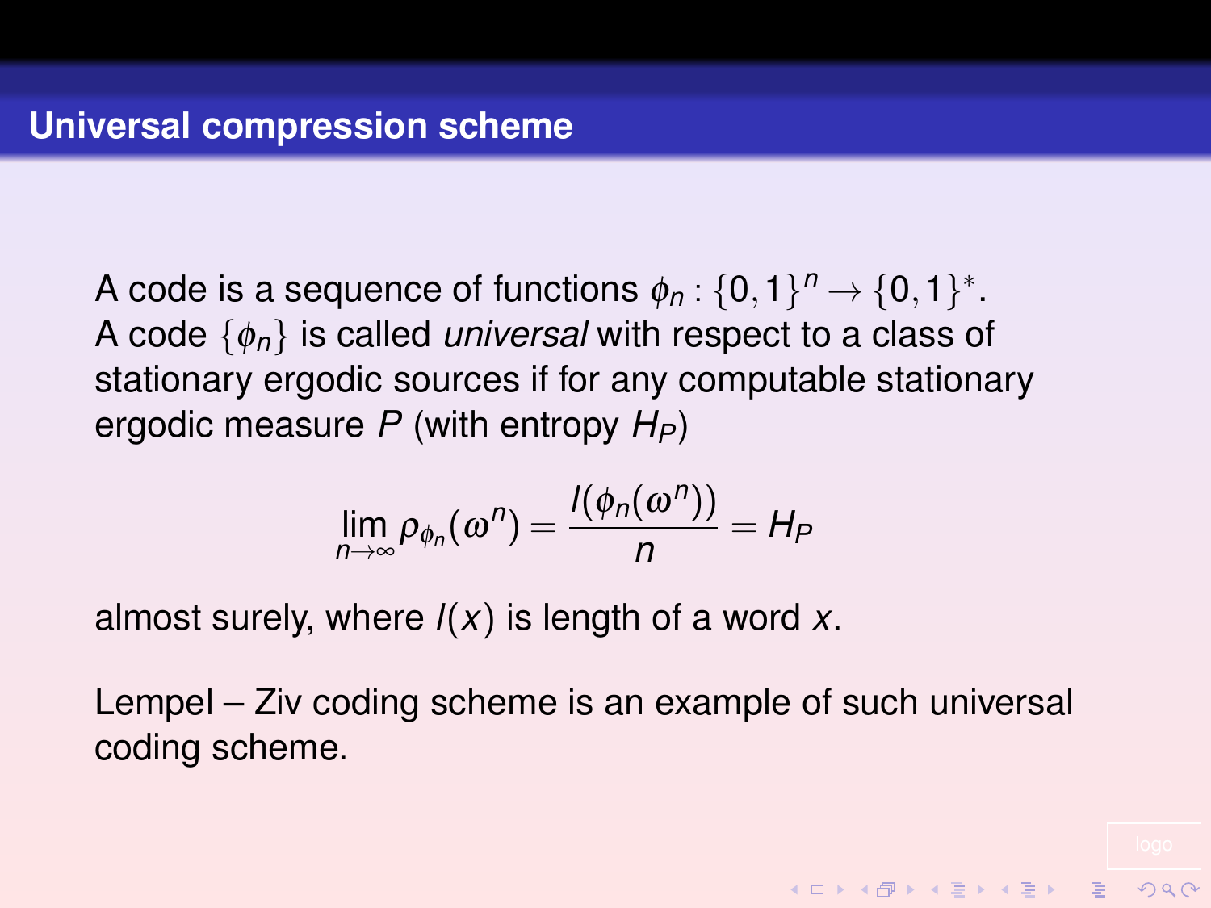## Universal compression scheme

A code is a sequence of functions $\phi_n : \{0,1\}^n \to \{0,1\}^*$.
A code $\{\phi_n\}$ is called *universal* with respect to a class of stationary ergodic sources if for any computable stationary ergodic measure $P$ (with entropy $H_P$)

$$\lim_{n\to\infty} \rho_{\phi_n}(\omega^n) = \frac{l(\phi_n(\omega^n))}{n} = H_P$$

almost surely, where $l(x)$ is length of a word $x$.

Lempel – Ziv coding scheme is an example of such universal coding scheme.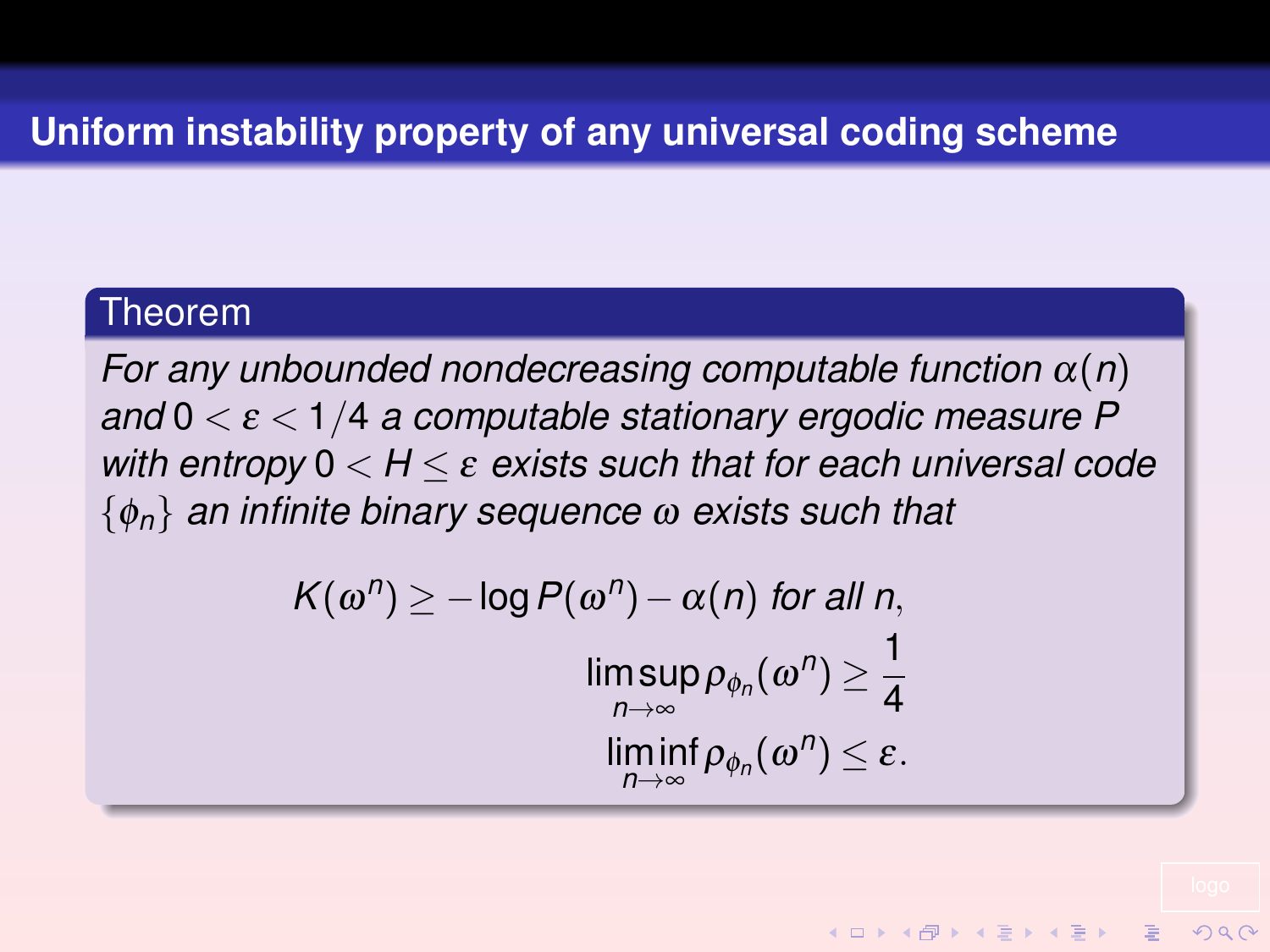# Uniform instability property of any universal coding scheme

**Theorem**

*For any unbounded nondecreasing computable function $\alpha(n)$ and $0 < \varepsilon < 1/4$ a computable stationary ergodic measure $P$ with entropy $0 < H \leq \varepsilon$ exists such that for each universal code $\{\phi_n\}$ an infinite binary sequence $\omega$ exists such that*

$$K(\omega^n) \geq -\log P(\omega^n) - \alpha(n) \text{ for all } n,$$

$$\limsup_{n\to\infty} \rho_{\phi_n}(\omega^n) \geq \frac{1}{4}$$

$$\liminf_{n\to\infty} \rho_{\phi_n}(\omega^n) \leq \varepsilon.$$